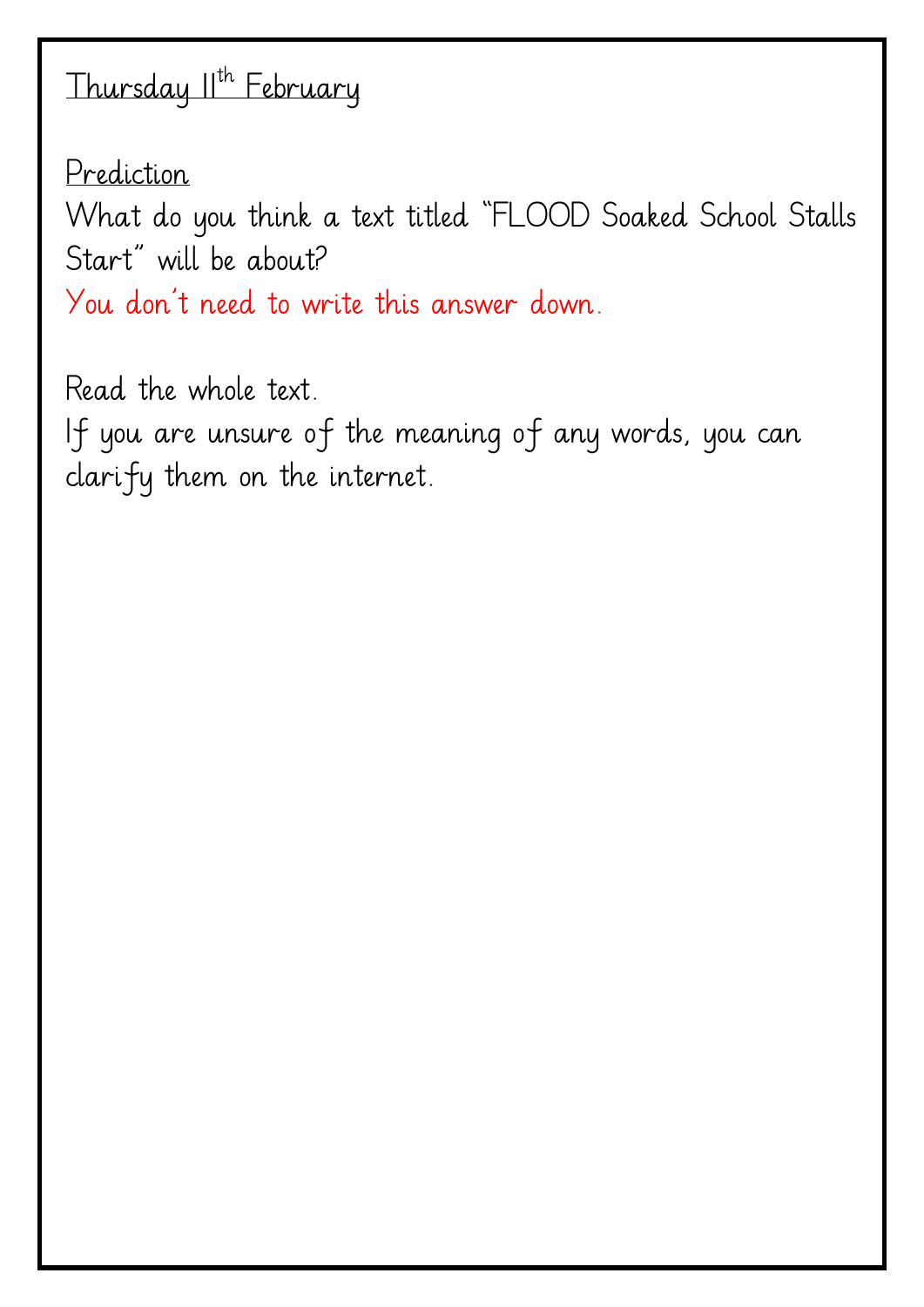Thursday 11th February

Prediction

What do you think a text titled "FLOOD Soaked School Stalls Start" will be about?

You don't need to write this answer down.

Read the whole text.

If you are unsure of the meaning of any words, you can clarify them on the internet.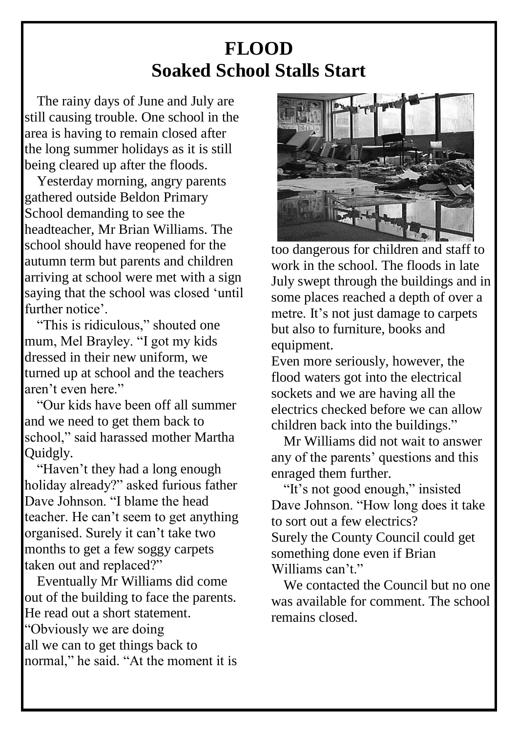# FLOOD

## Soakéd School Stalls Start

# FLOOD
## Soaked School Stalls Start

The rainy days of June and July are still causing trouble. One school in the area is having to remain closed after the long summer holidays as it is still being cleared up after the floods.

Yesterday morning, angry parents gathered outside Beldon Primary School demanding to see the headteacher, Mr Brian Williams. The school should have reopened for the autumn term but parents and children arriving at school were met with a sign saying that the school was closed 'until further notice'.

"This is ridiculous," shouted one mum, Mel Brayley. "I got my kids dressed in their new uniform, we turned up at school and the teachers aren't even here."

"Our kids have been off all summer and we need to get them back to school," said harassed mother Martha Quidgly.

"Haven't they had a long enough holiday already?" asked furious father Dave Johnson. "I blame the head teacher. He can't seem to get anything organised. Surely it can't take two months to get a few soggy carpets taken out and replaced?"

Eventually Mr Williams did come out of the building to face the parents. He read out a short statement. "Obviously we are doing all we can to get things back to normal," he said. "At the moment it is too dangerous for children and staff to work in the school. The floods in late July swept through the buildings and in some places reached a depth of over a metre. It's not just damage to carpets but also to furniture, books and equipment.

Even more seriously, however, the flood waters got into the electrical sockets and we are having all the electrics checked before we can allow children back into the buildings."

Mr Williams did not wait to answer any of the parents' questions and this enraged them further.

"It's not good enough," insisted Dave Johnson. "How long does it take to sort out a few electrics? Surely the County Council could get something done even if Brian Williams can't."

We contacted the Council but no one was available for comment. The school remains closed.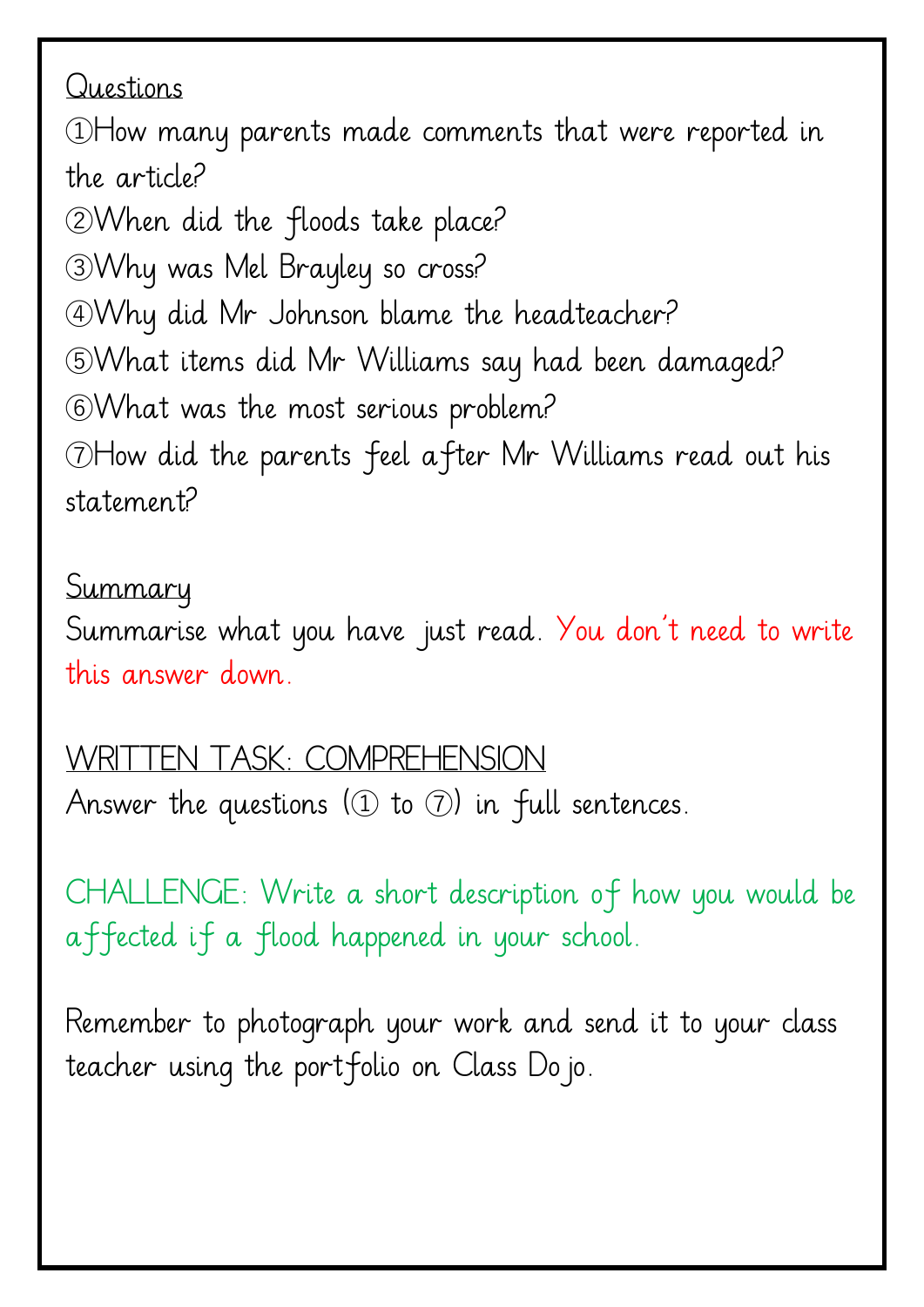Questions

①How many parents made comments that were reported in the article?
②When did the floods take place?
③Why was Mel Brayley so cross?
④Why did Mr Johnson blame the headteacher?
⑤What items did Mr Williams say had been damaged?
⑥What was the most serious problem?
⑦How did the parents feel after Mr Williams read out his statement?

Summary

Summarise what you have just read. You don't need to write this answer down.

WRITTEN TASK: COMPREHENSION

Answer the questions (① to ⑦) in full sentences.

CHALLENGE: Write a short description of how you would be affected if a flood happened in your school.

Remember to photograph your work and send it to your class teacher using the portfolio on Class Dojo.